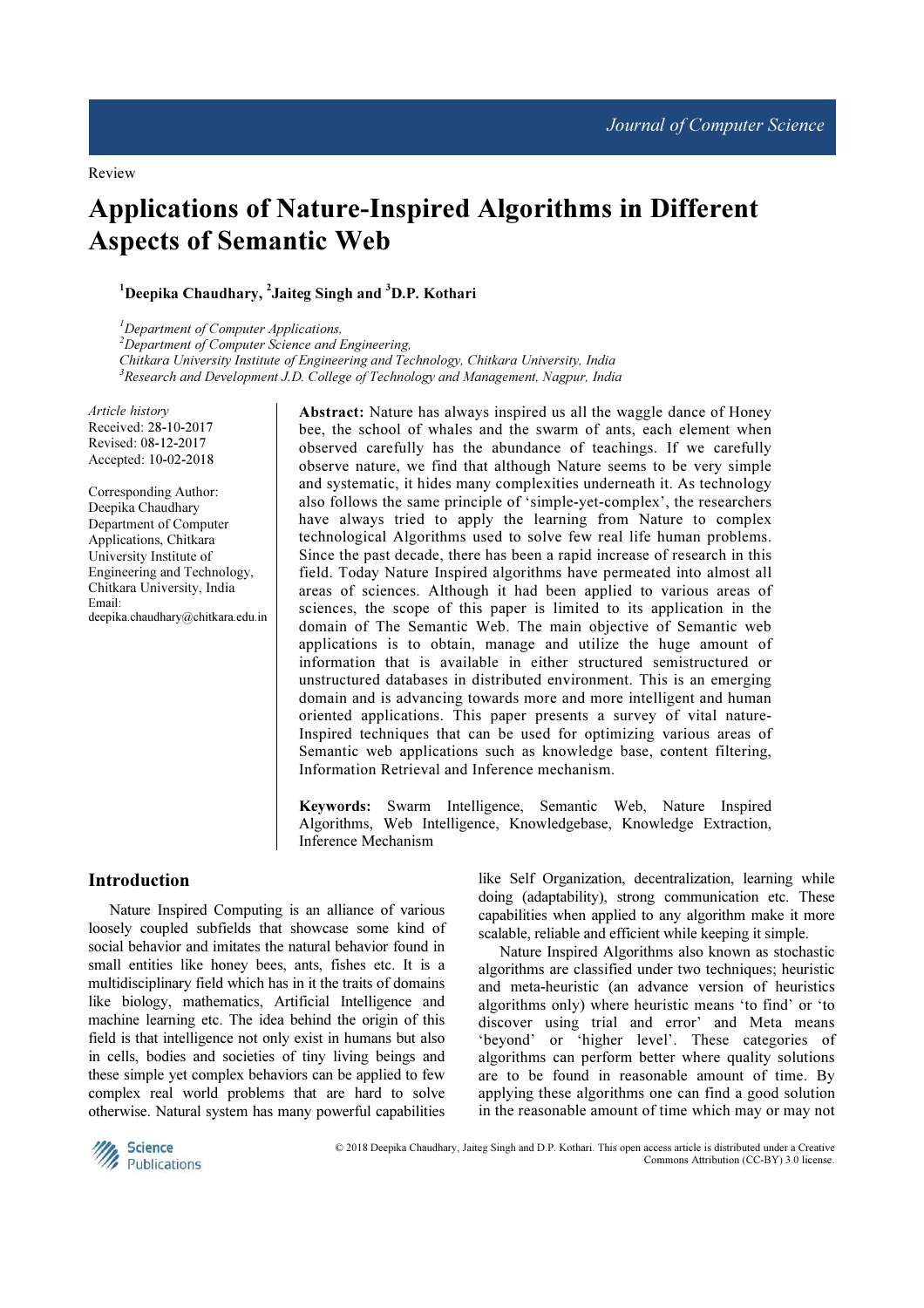Review

# Applications of Nature-Inspired Algorithms in Different Aspects of Semantic Web

[1]Deepika Chaudhary, [2]Jaiteg Singh and [3]D.P. Kothari

[1]*Department of Computer Applications,*
[2]*Department of Computer Science and Engineering,*
*Chitkara University Institute of Engineering and Technology, Chitkara University, India*
[3]*Research and Development J.D. College of Technology and Management, Nagpur, India*

*Article history*
Received: 28-10-2017
Revised: 08-12-2017
Accepted: 10-02-2018

Corresponding Author:
Deepika Chaudhary
Department of Computer Applications, Chitkara University Institute of Engineering and Technology, Chitkara University, India
Email: deepika.chaudhary@chitkara.edu.in

**Abstract:** Nature has always inspired us all the waggle dance of Honey bee, the school of whales and the swarm of ants, each element when observed carefully has the abundance of teachings. If we carefully observe nature, we find that although Nature seems to be very simple and systematic, it hides many complexities underneath it. As technology also follows the same principle of 'simple-yet-complex', the researchers have always tried to apply the learning from Nature to complex technological Algorithms used to solve few real life human problems. Since the past decade, there has been a rapid increase of research in this field. Today Nature Inspired algorithms have permeated into almost all areas of sciences. Although it had been applied to various areas of sciences, the scope of this paper is limited to its application in the domain of The Semantic Web. The main objective of Semantic web applications is to obtain, manage and utilize the huge amount of information that is available in either structured semistructured or unstructured databases in distributed environment. This is an emerging domain and is advancing towards more and more intelligent and human oriented applications. This paper presents a survey of vital nature-Inspired techniques that can be used for optimizing various areas of Semantic web applications such as knowledge base, content filtering, Information Retrieval and Inference mechanism.

**Keywords:** Swarm Intelligence, Semantic Web, Nature Inspired Algorithms, Web Intelligence, Knowledgebase, Knowledge Extraction, Inference Mechanism

## Introduction

Nature Inspired Computing is an alliance of various loosely coupled subfields that showcase some kind of social behavior and imitates the natural behavior found in small entities like honey bees, ants, fishes etc. It is a multidisciplinary field which has in it the traits of domains like biology, mathematics, Artificial Intelligence and machine learning etc. The idea behind the origin of this field is that intelligence not only exist in humans but also in cells, bodies and societies of tiny living beings and these simple yet complex behaviors can be applied to few complex real world problems that are hard to solve otherwise. Natural system has many powerful capabilities like Self Organization, decentralization, learning while doing (adaptability), strong communication etc. These capabilities when applied to any algorithm make it more scalable, reliable and efficient while keeping it simple.

Nature Inspired Algorithms also known as stochastic algorithms are classified under two techniques; heuristic and meta-heuristic (an advance version of heuristics algorithms only) where heuristic means 'to find' or 'to discover using trial and error' and Meta means 'beyond' or 'higher level'. These categories of algorithms can perform better where quality solutions are to be found in reasonable amount of time. By applying these algorithms one can find a good solution in the reasonable amount of time which may or may not

© 2018 Deepika Chaudhary, Jaiteg Singh and D.P. Kothari. This open access article is distributed under a Creative Commons Attribution (CC-BY) 3.0 license.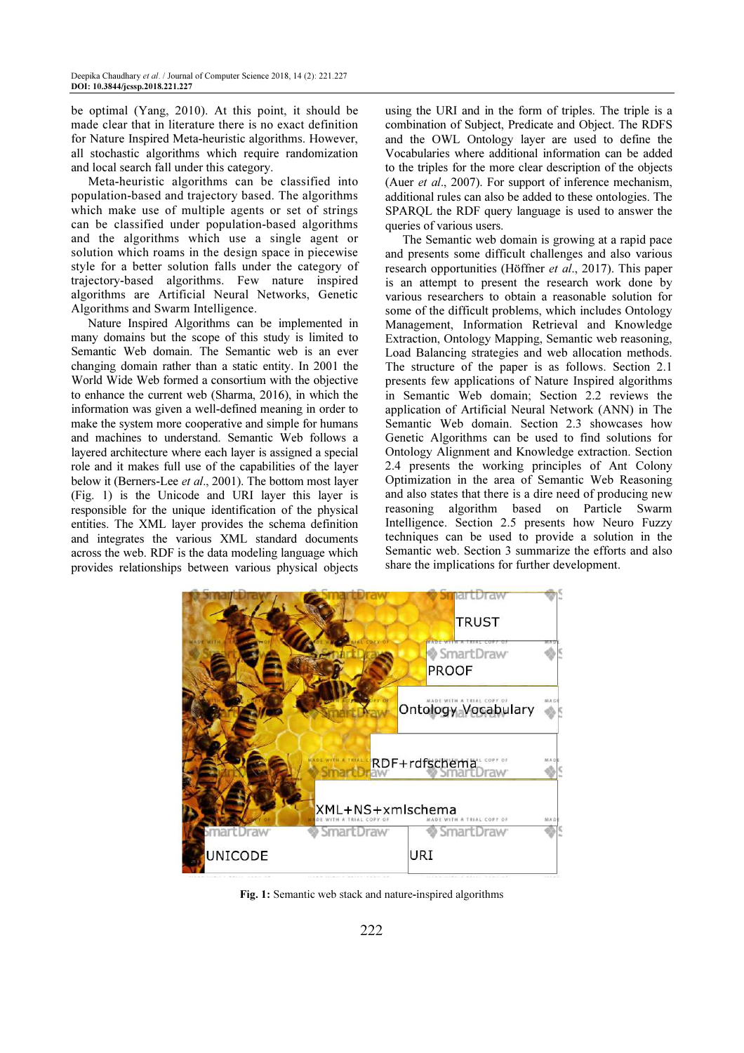be optimal (Yang, 2010). At this point, it should be made clear that in literature there is no exact definition for Nature Inspired Meta-heuristic algorithms. However, all stochastic algorithms which require randomization and local search fall under this category.

Meta-heuristic algorithms can be classified into population-based and trajectory based. The algorithms which make use of multiple agents or set of strings can be classified under population-based algorithms and the algorithms which use a single agent or solution which roams in the design space in piecewise style for a better solution falls under the category of trajectory-based algorithms. Few nature inspired algorithms are Artificial Neural Networks, Genetic Algorithms and Swarm Intelligence.

Nature Inspired Algorithms can be implemented in many domains but the scope of this study is limited to Semantic Web domain. The Semantic web is an ever changing domain rather than a static entity. In 2001 the World Wide Web formed a consortium with the objective to enhance the current web (Sharma, 2016), in which the information was given a well-defined meaning in order to make the system more cooperative and simple for humans and machines to understand. Semantic Web follows a layered architecture where each layer is assigned a special role and it makes full use of the capabilities of the layer below it (Berners-Lee *et al*., 2001). The bottom most layer (Fig. 1) is the Unicode and URI layer this layer is responsible for the unique identification of the physical entities. The XML layer provides the schema definition and integrates the various XML standard documents across the web. RDF is the data modeling language which provides relationships between various physical objects using the URI and in the form of triples. The triple is a combination of Subject, Predicate and Object. The RDFS and the OWL Ontology layer are used to define the Vocabularies where additional information can be added to the triples for the more clear description of the objects (Auer *et al*., 2007). For support of inference mechanism, additional rules can also be added to these ontologies. The SPARQL the RDF query language is used to answer the queries of various users.

The Semantic web domain is growing at a rapid pace and presents some difficult challenges and also various research opportunities (Höffner *et al*., 2017). This paper is an attempt to present the research work done by various researchers to obtain a reasonable solution for some of the difficult problems, which includes Ontology Management, Information Retrieval and Knowledge Extraction, Ontology Mapping, Semantic web reasoning, Load Balancing strategies and web allocation methods. The structure of the paper is as follows. Section 2.1 presents few applications of Nature Inspired algorithms in Semantic Web domain; Section 2.2 reviews the application of Artificial Neural Network (ANN) in The Semantic Web domain. Section 2.3 showcases how Genetic Algorithms can be used to find solutions for Ontology Alignment and Knowledge extraction. Section 2.4 presents the working principles of Ant Colony Optimization in the area of Semantic Web Reasoning and also states that there is a dire need of producing new reasoning algorithm based on Particle Swarm Intelligence. Section 2.5 presents how Neuro Fuzzy techniques can be used to provide a solution in the Semantic web. Section 3 summarize the efforts and also share the implications for further development.

**Fig. 1:** Semantic web stack and nature-inspired algorithms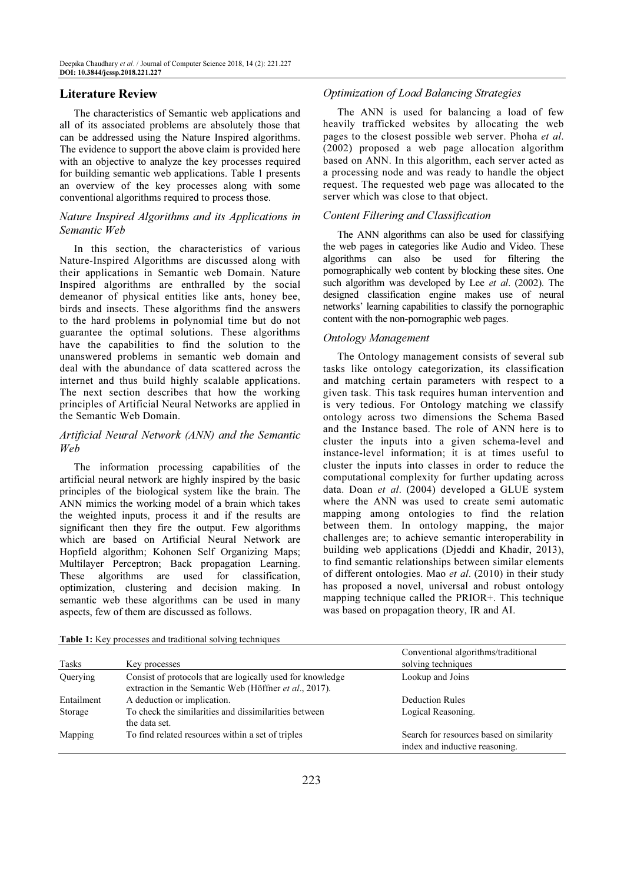## Literature Review

The characteristics of Semantic web applications and all of its associated problems are absolutely those that can be addressed using the Nature Inspired algorithms. The evidence to support the above claim is provided here with an objective to analyze the key processes required for building semantic web applications. Table 1 presents an overview of the key processes along with some conventional algorithms required to process those.

### *Nature Inspired Algorithms and its Applications in Semantic Web*

In this section, the characteristics of various Nature-Inspired Algorithms are discussed along with their applications in Semantic web Domain. Nature Inspired algorithms are enthralled by the social demeanor of physical entities like ants, honey bee, birds and insects. These algorithms find the answers to the hard problems in polynomial time but do not guarantee the optimal solutions. These algorithms have the capabilities to find the solution to the unanswered problems in semantic web domain and deal with the abundance of data scattered across the internet and thus build highly scalable applications. The next section describes that how the working principles of Artificial Neural Networks are applied in the Semantic Web Domain.

### *Artificial Neural Network (ANN) and the Semantic Web*

The information processing capabilities of the artificial neural network are highly inspired by the basic principles of the biological system like the brain. The ANN mimics the working model of a brain which takes the weighted inputs, process it and if the results are significant then they fire the output. Few algorithms which are based on Artificial Neural Network are Hopfield algorithm; Kohonen Self Organizing Maps; Multilayer Perceptron; Back propagation Learning. These algorithms are used for classification, optimization, clustering and decision making. In semantic web these algorithms can be used in many aspects, few of them are discussed as follows.

### *Optimization of Load Balancing Strategies*

The ANN is used for balancing a load of few heavily trafficked websites by allocating the web pages to the closest possible web server. Phoha *et al*. (2002) proposed a web page allocation algorithm based on ANN. In this algorithm, each server acted as a processing node and was ready to handle the object request. The requested web page was allocated to the server which was close to that object.

### *Content Filtering and Classification*

The ANN algorithms can also be used for classifying the web pages in categories like Audio and Video. These algorithms can also be used for filtering the pornographically web content by blocking these sites. One such algorithm was developed by Lee *et al*. (2002). The designed classification engine makes use of neural networks' learning capabilities to classify the pornographic content with the non-pornographic web pages.

### *Ontology Management*

The Ontology management consists of several sub tasks like ontology categorization, its classification and matching certain parameters with respect to a given task. This task requires human intervention and is very tedious. For Ontology matching we classify ontology across two dimensions the Schema Based and the Instance based. The role of ANN here is to cluster the inputs into a given schema-level and instance-level information; it is at times useful to cluster the inputs into classes in order to reduce the computational complexity for further updating across data. Doan *et al*. (2004) developed a GLUE system where the ANN was used to create semi automatic mapping among ontologies to find the relation between them. In ontology mapping, the major challenges are; to achieve semantic interoperability in building web applications (Djeddi and Khadir, 2013), to find semantic relationships between similar elements of different ontologies. Mao *et al*. (2010) in their study has proposed a novel, universal and robust ontology mapping technique called the PRIOR+. This technique was based on propagation theory, IR and AI.

**Table 1:** Key processes and traditional solving techniques

| Tasks | Key processes | Conventional algorithms/traditional solving techniques |
|---|---|---|
| Querying | Consist of protocols that are logically used for knowledge extraction in the Semantic Web (Höffner *et al*., 2017). | Lookup and Joins |
| Entailment | A deduction or implication. | Deduction Rules |
| Storage | To check the similarities and dissimilarities between the data set. | Logical Reasoning. |
| Mapping | To find related resources within a set of triples | Search for resources based on similarity index and inductive reasoning. |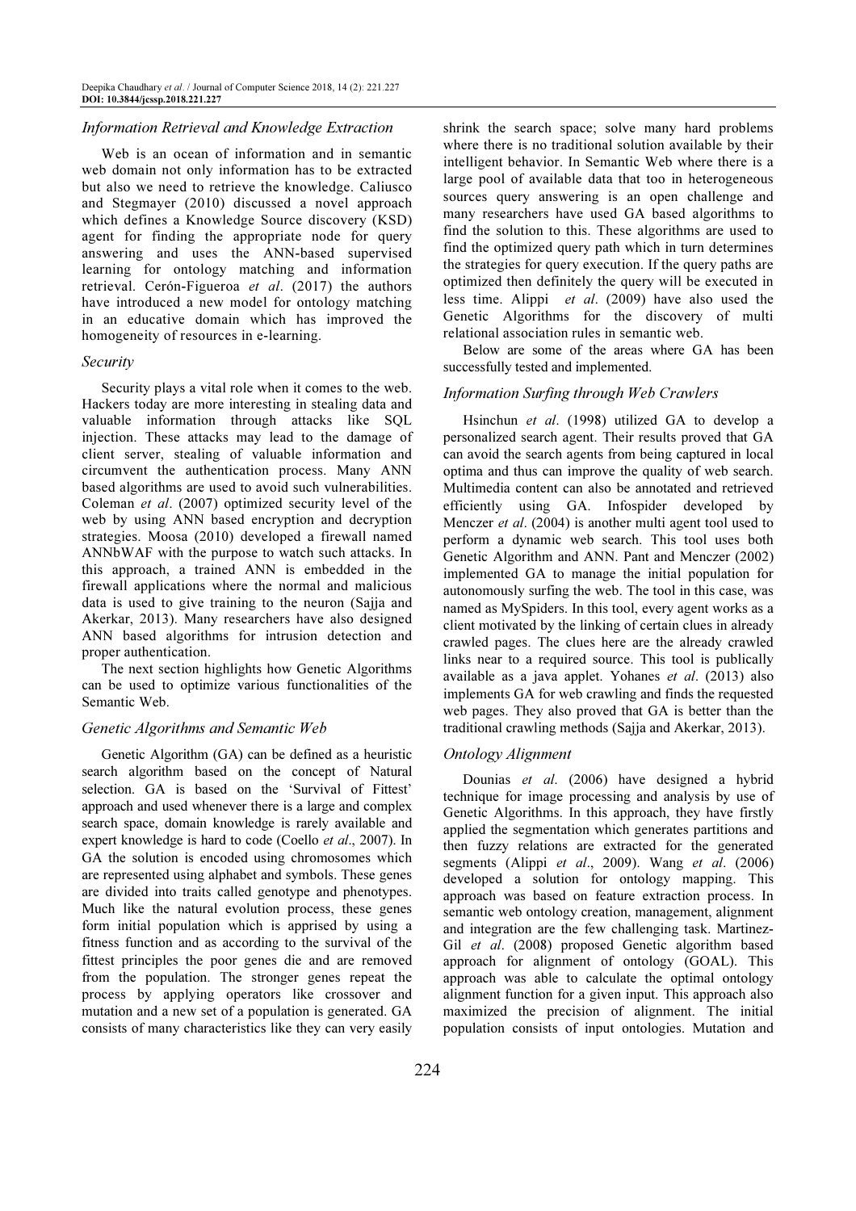### *Information Retrieval and Knowledge Extraction*

Web is an ocean of information and in semantic web domain not only information has to be extracted but also we need to retrieve the knowledge. Caliusco and Stegmayer (2010) discussed a novel approach which defines a Knowledge Source discovery (KSD) agent for finding the appropriate node for query answering and uses the ANN-based supervised learning for ontology matching and information retrieval. Cerón-Figueroa *et al*. (2017) the authors have introduced a new model for ontology matching in an educative domain which has improved the homogeneity of resources in e-learning.

### *Security*

Security plays a vital role when it comes to the web. Hackers today are more interesting in stealing data and valuable information through attacks like SQL injection. These attacks may lead to the damage of client server, stealing of valuable information and circumvent the authentication process. Many ANN based algorithms are used to avoid such vulnerabilities. Coleman *et al*. (2007) optimized security level of the web by using ANN based encryption and decryption strategies. Moosa (2010) developed a firewall named ANNbWAF with the purpose to watch such attacks. In this approach, a trained ANN is embedded in the firewall applications where the normal and malicious data is used to give training to the neuron (Sajja and Akerkar, 2013). Many researchers have also designed ANN based algorithms for intrusion detection and proper authentication.

The next section highlights how Genetic Algorithms can be used to optimize various functionalities of the Semantic Web.

### *Genetic Algorithms and Semantic Web*

Genetic Algorithm (GA) can be defined as a heuristic search algorithm based on the concept of Natural selection. GA is based on the 'Survival of Fittest' approach and used whenever there is a large and complex search space, domain knowledge is rarely available and expert knowledge is hard to code (Coello *et al*., 2007). In GA the solution is encoded using chromosomes which are represented using alphabet and symbols. These genes are divided into traits called genotype and phenotypes. Much like the natural evolution process, these genes form initial population which is apprised by using a fitness function and as according to the survival of the fittest principles the poor genes die and are removed from the population. The stronger genes repeat the process by applying operators like crossover and mutation and a new set of a population is generated. GA consists of many characteristics like they can very easily shrink the search space; solve many hard problems where there is no traditional solution available by their intelligent behavior. In Semantic Web where there is a large pool of available data that too in heterogeneous sources query answering is an open challenge and many researchers have used GA based algorithms to find the solution to this. These algorithms are used to find the optimized query path which in turn determines the strategies for query execution. If the query paths are optimized then definitely the query will be executed in less time. Alippi *et al*. (2009) have also used the Genetic Algorithms for the discovery of multi relational association rules in semantic web.

Below are some of the areas where GA has been successfully tested and implemented.

### *Information Surfing through Web Crawlers*

Hsinchun *et al*. (1998) utilized GA to develop a personalized search agent. Their results proved that GA can avoid the search agents from being captured in local optima and thus can improve the quality of web search. Multimedia content can also be annotated and retrieved efficiently using GA. Infospider developed by Menczer *et al*. (2004) is another multi agent tool used to perform a dynamic web search. This tool uses both Genetic Algorithm and ANN. Pant and Menczer (2002) implemented GA to manage the initial population for autonomously surfing the web. The tool in this case, was named as MySpiders. In this tool, every agent works as a client motivated by the linking of certain clues in already crawled pages. The clues here are the already crawled links near to a required source. This tool is publically available as a java applet. Yohanes *et al*. (2013) also implements GA for web crawling and finds the requested web pages. They also proved that GA is better than the traditional crawling methods (Sajja and Akerkar, 2013).

### *Ontology Alignment*

Dounias *et al*. (2006) have designed a hybrid technique for image processing and analysis by use of Genetic Algorithms. In this approach, they have firstly applied the segmentation which generates partitions and then fuzzy relations are extracted for the generated segments (Alippi *et al*., 2009). Wang *et al*. (2006) developed a solution for ontology mapping. This approach was based on feature extraction process. In semantic web ontology creation, management, alignment and integration are the few challenging task. Martinez-Gil *et al*. (2008) proposed Genetic algorithm based approach for alignment of ontology (GOAL). This approach was able to calculate the optimal ontology alignment function for a given input. This approach also maximized the precision of alignment. The initial population consists of input ontologies. Mutation and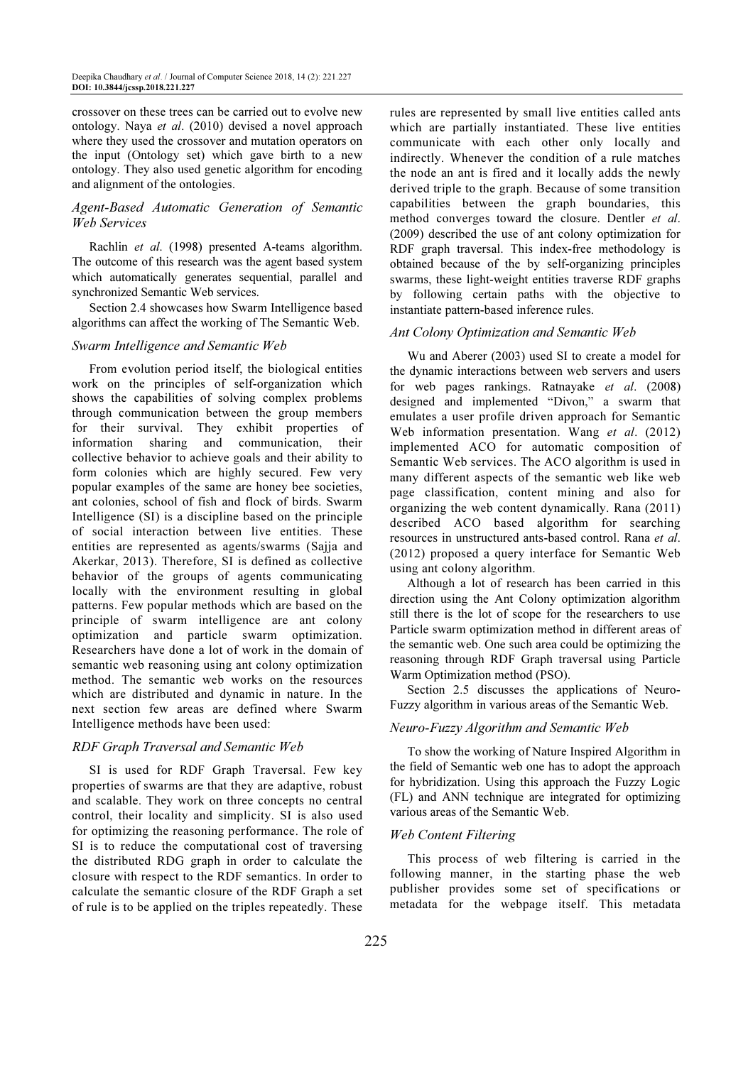crossover on these trees can be carried out to evolve new ontology. Naya *et al*. (2010) devised a novel approach where they used the crossover and mutation operators on the input (Ontology set) which gave birth to a new ontology. They also used genetic algorithm for encoding and alignment of the ontologies.

### *Agent-Based Automatic Generation of Semantic Web Services*

Rachlin *et al*. (1998) presented A-teams algorithm. The outcome of this research was the agent based system which automatically generates sequential, parallel and synchronized Semantic Web services.

Section 2.4 showcases how Swarm Intelligence based algorithms can affect the working of The Semantic Web.

### *Swarm Intelligence and Semantic Web*

From evolution period itself, the biological entities work on the principles of self-organization which shows the capabilities of solving complex problems through communication between the group members for their survival. They exhibit properties of information sharing and communication, their collective behavior to achieve goals and their ability to form colonies which are highly secured. Few very popular examples of the same are honey bee societies, ant colonies, school of fish and flock of birds. Swarm Intelligence (SI) is a discipline based on the principle of social interaction between live entities. These entities are represented as agents/swarms (Sajja and Akerkar, 2013). Therefore, SI is defined as collective behavior of the groups of agents communicating locally with the environment resulting in global patterns. Few popular methods which are based on the principle of swarm intelligence are ant colony optimization and particle swarm optimization. Researchers have done a lot of work in the domain of semantic web reasoning using ant colony optimization method. The semantic web works on the resources which are distributed and dynamic in nature. In the next section few areas are defined where Swarm Intelligence methods have been used:

### *RDF Graph Traversal and Semantic Web*

SI is used for RDF Graph Traversal. Few key properties of swarms are that they are adaptive, robust and scalable. They work on three concepts no central control, their locality and simplicity. SI is also used for optimizing the reasoning performance. The role of SI is to reduce the computational cost of traversing the distributed RDG graph in order to calculate the closure with respect to the RDF semantics. In order to calculate the semantic closure of the RDF Graph a set of rule is to be applied on the triples repeatedly. These rules are represented by small live entities called ants which are partially instantiated. These live entities communicate with each other only locally and indirectly. Whenever the condition of a rule matches the node an ant is fired and it locally adds the newly derived triple to the graph. Because of some transition capabilities between the graph boundaries, this method converges toward the closure. Dentler *et al*. (2009) described the use of ant colony optimization for RDF graph traversal. This index-free methodology is obtained because of the by self-organizing principles swarms, these light-weight entities traverse RDF graphs by following certain paths with the objective to instantiate pattern-based inference rules.

### *Ant Colony Optimization and Semantic Web*

Wu and Aberer (2003) used SI to create a model for the dynamic interactions between web servers and users for web pages rankings. Ratnayake *et al*. (2008) designed and implemented "Divon," a swarm that emulates a user profile driven approach for Semantic Web information presentation. Wang *et al*. (2012) implemented ACO for automatic composition of Semantic Web services. The ACO algorithm is used in many different aspects of the semantic web like web page classification, content mining and also for organizing the web content dynamically. Rana (2011) described ACO based algorithm for searching resources in unstructured ants-based control. Rana *et al*. (2012) proposed a query interface for Semantic Web using ant colony algorithm.

Although a lot of research has been carried in this direction using the Ant Colony optimization algorithm still there is the lot of scope for the researchers to use Particle swarm optimization method in different areas of the semantic web. One such area could be optimizing the reasoning through RDF Graph traversal using Particle Warm Optimization method (PSO).

Section 2.5 discusses the applications of Neuro-Fuzzy algorithm in various areas of the Semantic Web.

### *Neuro-Fuzzy Algorithm and Semantic Web*

To show the working of Nature Inspired Algorithm in the field of Semantic web one has to adopt the approach for hybridization. Using this approach the Fuzzy Logic (FL) and ANN technique are integrated for optimizing various areas of the Semantic Web.

### *Web Content Filtering*

This process of web filtering is carried in the following manner, in the starting phase the web publisher provides some set of specifications or metadata for the webpage itself. This metadata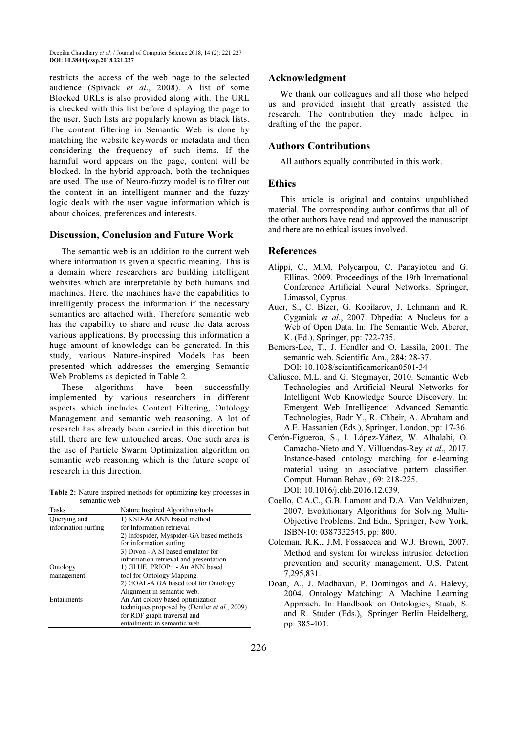restricts the access of the web page to the selected audience (Spivack *et al*., 2008). A list of some Blocked URLs is also provided along with. The URL is checked with this list before displaying the page to the user. Such lists are popularly known as black lists. The content filtering in Semantic Web is done by matching the website keywords or metadata and then considering the frequency of such items. If the harmful word appears on the page, content will be blocked. In the hybrid approach, both the techniques are used. The use of Neuro-fuzzy model is to filter out the content in an intelligent manner and the fuzzy logic deals with the user vague information which is about choices, preferences and interests.

## Discussion, Conclusion and Future Work

The semantic web is an addition to the current web where information is given a specific meaning. This is a domain where researchers are building intelligent websites which are interpretable by both humans and machines. Here, the machines have the capabilities to intelligently process the information if the necessary semantics are attached with. Therefore semantic web has the capability to share and reuse the data across various applications. By processing this information a huge amount of knowledge can be generated. In this study, various Nature-inspired Models has been presented which addresses the emerging Semantic Web Problems as depicted in Table 2.

These algorithms have been successfully implemented by various researchers in different aspects which includes Content Filtering, Ontology Management and semantic web reasoning. A lot of research has already been carried in this direction but still, there are few untouched areas. One such area is the use of Particle Swarm Optimization algorithm on semantic web reasoning which is the future scope of research in this direction.

**Table 2:** Nature inspired methods for optimizing key processes in semantic web

| Tasks | Nature Inspired Algorithms/tools |
|---|---|
| Querying and information surfing | 1) KSD-An ANN based method for Information retrieval. 2) Infospider, Myspider-GA based methods for information surfing. 3) Divon - A SI based emulator for information retrieval and presentation. |
| Ontology management | 1) GLUE, PRIOP+ - An ANN based tool for Ontology Mapping. 2) GOAL-A GA based tool for Ontology Alignment in semantic web. |
| Entailments | An Ant colony based optimization techniques proposed by (Dentler *et al*., 2009) for RDF graph traversal and entailments in semantic web. |

## Acknowledgment

We thank our colleagues and all those who helped us and provided insight that greatly assisted the research. The contribution they made helped in drafting of the the paper.

## Authors Contributions

All authors equally contributed in this work.

## Ethics

This article is original and contains unpublished material. The corresponding author confirms that all of the other authors have read and approved the manuscript and there are no ethical issues involved.

## References

Alippi, C., M.M. Polycarpou, C. Panayiotou and G. Ellinas, 2009. Proceedings of the 19th International Conference Artificial Neural Networks. Springer, Limassol, Cyprus.

Auer, S., C. Bizer, G. Kobilarov, J. Lehmann and R. Cyganiak *et al*., 2007. Dbpedia: A Nucleus for a Web of Open Data. In: The Semantic Web, Aberer, K. (Ed.), Springer, pp: 722-735.

Berners-Lee, T., J. Hendler and O. Lassila, 2001. The semantic web. Scientific Am., 284: 28-37. DOI: 10.1038/scientificamerican0501-34

Caliusco, M.L. and G. Stegmayer, 2010. Semantic Web Technologies and Artificial Neural Networks for Intelligent Web Knowledge Source Discovery. In: Emergent Web Intelligence: Advanced Semantic Technologies, Badr Y., R. Chbeir, A. Abraham and A.E. Hassanien (Eds.), Springer, London, pp: 17-36.

Cerón-Figueroa, S., I. López-Yáñez, W. Alhalabi, O. Camacho-Nieto and Y. Villuendas-Rey *et al*., 2017. Instance-based ontology matching for e-learning material using an associative pattern classifier. Comput. Human Behav., 69: 218-225. DOI: 10.1016/j.chb.2016.12.039.

Coello, C.A.C., G.B. Lamont and D.A. Van Veldhuizen, 2007. Evolutionary Algorithms for Solving Multi-Objective Problems. 2nd Edn., Springer, New York, ISBN-10: 0387332545, pp: 800.

Coleman, R.K., J.M. Fossaceca and W.J. Brown, 2007. Method and system for wireless intrusion detection prevention and security management. U.S. Patent 7,295,831.

Doan, A., J. Madhavan, P. Domingos and A. Halevy, 2004. Ontology Matching: A Machine Learning Approach. In: Handbook on Ontologies, Staab, S. and R. Studer (Eds.), Springer Berlin Heidelberg, pp: 385-403.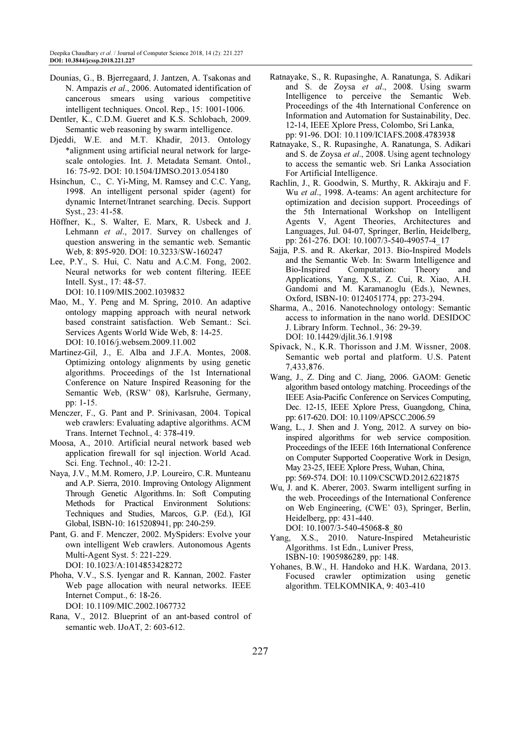Dounias, G., B. Bjerregaard, J. Jantzen, A. Tsakonas and N. Ampazis *et al*., 2006. Automated identification of cancerous smears using various competitive intelligent techniques. Oncol. Rep., 15: 1001-1006.

Dentler, K., C.D.M. Gueret and K.S. Schlobach, 2009. Semantic web reasoning by swarm intelligence.

Djeddi, W.E. and M.T. Khadir, 2013. Ontology *alignment using artificial neural network for large-scale ontologies. Int. J. Metadata Semant. Ontol., 16: 75-92. DOI: 10.1504/IJMSO.2013.054180

Hsinchun, C., C. Yi-Ming, M. Ramsey and C.C. Yang, 1998. An intelligent personal spider (agent) for dynamic Internet/Intranet searching. Decis. Support Syst., 23: 41-58.

Höffner, K., S. Walter, E. Marx, R. Usbeck and J. Lehmann *et al*., 2017. Survey on challenges of question answering in the semantic web. Semantic Web, 8: 895-920. DOI: 10.3233/SW-160247

Lee, P.Y., S. Hui, C. Natu and A.C.M. Fong, 2002. Neural networks for web content filtering. IEEE Intell. Syst., 17: 48-57. DOI: 10.1109/MIS.2002.1039832

Mao, M., Y. Peng and M. Spring, 2010. An adaptive ontology mapping approach with neural network based constraint satisfaction. Web Semant.: Sci. Services Agents World Wide Web, 8: 14-25. DOI: 10.1016/j.websem.2009.11.002

Martinez-Gil, J., E. Alba and J.F.A. Montes, 2008. Optimizing ontology alignments by using genetic algorithms. Proceedings of the 1st International Conference on Nature Inspired Reasoning for the Semantic Web, (RSW' 08), Karlsruhe, Germany, pp: 1-15.

Menczer, F., G. Pant and P. Srinivasan, 2004. Topical web crawlers: Evaluating adaptive algorithms. ACM Trans. Internet Technol., 4: 378-419.

Moosa, A., 2010. Artificial neural network based web application firewall for sql injection. World Acad. Sci. Eng. Technol., 40: 12-21.

Naya, J.V., M.M. Romero, J.P. Loureiro, C.R. Munteanu and A.P. Sierra, 2010. Improving Ontology Alignment Through Genetic Algorithms. In: Soft Computing Methods for Practical Environment Solutions: Techniques and Studies, Marcos, G.P. (Ed.), IGI Global, ISBN-10: 1615208941, pp: 240-259.

Pant, G. and F. Menczer, 2002. MySpiders: Evolve your own intelligent Web crawlers. Autonomous Agents Multi-Agent Syst. 5: 221-229. DOI: 10.1023/A:1014853428272

Phoha, V.V., S.S. Iyengar and R. Kannan, 2002. Faster Web page allocation with neural networks. IEEE Internet Comput., 6: 18-26. DOI: 10.1109/MIC.2002.1067732

Rana, V., 2012. Blueprint of an ant-based control of semantic web. IJoAT, 2: 603-612.

Ratnayake, S., R. Rupasinghe, A. Ranatunga, S. Adikari and S. de Zoysa *et al*., 2008. Using swarm Intelligence to perceive the Semantic Web. Proceedings of the 4th International Conference on Information and Automation for Sustainability, Dec. 12-14, IEEE Xplore Press, Colombo, Sri Lanka, pp: 91-96. DOI: 10.1109/ICIAFS.2008.4783938

Ratnayake, S., R. Rupasinghe, A. Ranatunga, S. Adikari and S. de Zoysa *et al*., 2008. Using agent technology to access the semantic web. Sri Lanka Association For Artificial Intelligence.

Rachlin, J., R. Goodwin, S. Murthy, R. Akkiraju and F. Wu *et al*., 1998. A-teams: An agent architecture for optimization and decision support. Proceedings of the 5th International Workshop on Intelligent Agents V, Agent Theories, Architectures and Languages, Jul. 04-07, Springer, Berlin, Heidelberg, pp: 261-276. DOI: 10.1007/3-540-49057-4_17

Sajja, P.S. and R. Akerkar, 2013. Bio-Inspired Models and the Semantic Web. In: Swarm Intelligence and Bio-Inspired Computation: Theory and Applications, Yang, X.S., Z. Cui, R. Xiao, A.H. Gandomi and M. Karamanoglu (Eds.), Newnes, Oxford, ISBN-10: 0124051774, pp: 273-294.

Sharma, A., 2016. Nanotechnology ontology: Semantic access to information in the nano world. DESIDOC J. Library Inform. Technol., 36: 29-39. DOI: 10.14429/djlit.36.1.9198

Spivack, N., K.R. Thorisson and J.M. Wissner, 2008. Semantic web portal and platform. U.S. Patent 7,433,876.

Wang, J., Z. Ding and C. Jiang, 2006. GAOM: Genetic algorithm based ontology matching. Proceedings of the IEEE Asia-Pacific Conference on Services Computing, Dec. 12-15, IEEE Xplore Press, Guangdong, China, pp: 617-620. DOI: 10.1109/APSCC.2006.59

Wang, L., J. Shen and J. Yong, 2012. A survey on bio-inspired algorithms for web service composition. Proceedings of the IEEE 16th International Conference on Computer Supported Cooperative Work in Design, May 23-25, IEEE Xplore Press, Wuhan, China, pp: 569-574. DOI: 10.1109/CSCWD.2012.6221875

Wu, J. and K. Aberer, 2003. Swarm intelligent surfing in the web. Proceedings of the International Conference on Web Engineering, (CWE' 03), Springer, Berlin, Heidelberg, pp: 431-440. DOI: 10.1007/3-540-45068-8_80

Yang, X.S., 2010. Nature-Inspired Metaheuristic Algorithms. 1st Edn., Luniver Press, ISBN-10: 1905986289, pp: 148.

Yohanes, B.W., H. Handoko and H.K. Wardana, 2013. Focused crawler optimization using genetic algorithm. TELKOMNIKA, 9: 403-410